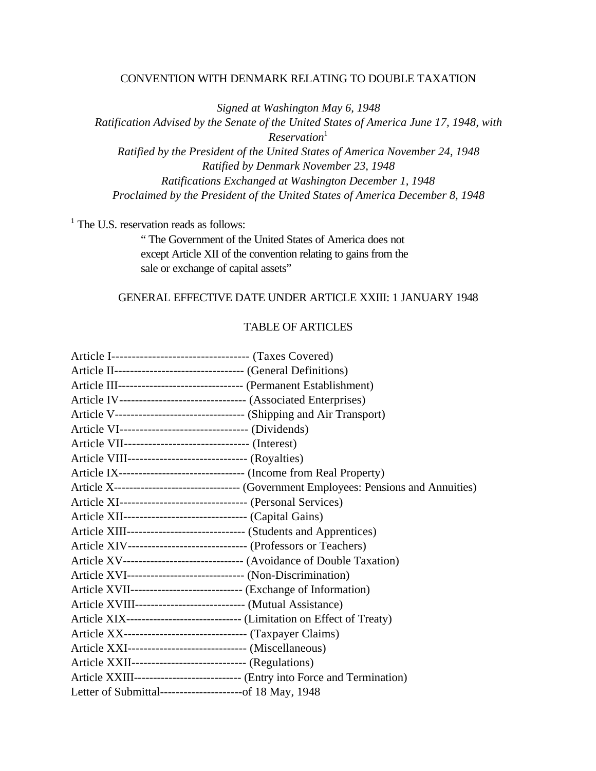# CONVENTION WITH DENMARK RELATING TO DOUBLE TAXATION

*Signed at Washington May 6, 1948*
*Ratification Advised by the Senate of the United States of America June 17, 1948, with Reservation*[1]
*Ratified by the President of the United States of America November 24, 1948*
*Ratified by Denmark November 23, 1948*
*Ratifications Exchanged at Washington December 1, 1948*
*Proclaimed by the President of the United States of America December 8, 1948*

[1] The U.S. reservation reads as follows:

> " The Government of the United States of America does not except Article XII of the convention relating to gains from the sale or exchange of capital assets"

GENERAL EFFECTIVE DATE UNDER ARTICLE XXIII: 1 JANUARY 1948

## TABLE OF ARTICLES

Article I---------------------------------- (Taxes Covered)
Article II--------------------------------- (General Definitions)
Article III-------------------------------- (Permanent Establishment)
Article IV-------------------------------- (Associated Enterprises)
Article V--------------------------------- (Shipping and Air Transport)
Article VI-------------------------------- (Dividends)
Article VII------------------------------- (Interest)
Article VIII------------------------------ (Royalties)
Article IX-------------------------------- (Income from Real Property)
Article X--------------------------------- (Government Employees: Pensions and Annuities)
Article XI-------------------------------- (Personal Services)
Article XII------------------------------- (Capital Gains)
Article XIII------------------------------ (Students and Apprentices)
Article XIV------------------------------ (Professors or Teachers)
Article XV------------------------------- (Avoidance of Double Taxation)
Article XVI------------------------------ (Non-Discrimination)
Article XVII----------------------------- (Exchange of Information)
Article XVIII---------------------------- (Mutual Assistance)
Article XIX------------------------------ (Limitation on Effect of Treaty)
Article XX------------------------------- (Taxpayer Claims)
Article XXI------------------------------ (Miscellaneous)
Article XXII----------------------------- (Regulations)
Article XXIII---------------------------- (Entry into Force and Termination)
Letter of Submittal---------------------of 18 May, 1948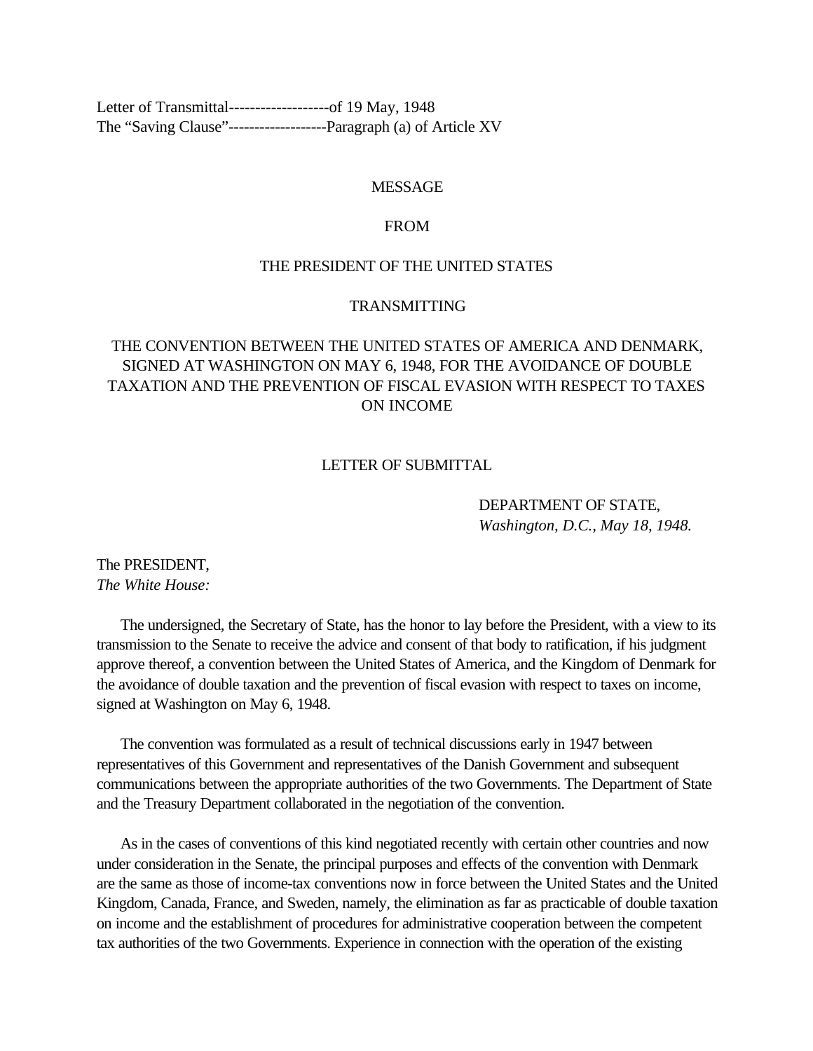Letter of Transmittal-------------------of 19 May, 1948
The "Saving Clause"-------------------Paragraph (a) of Article XV

MESSAGE

FROM

THE PRESIDENT OF THE UNITED STATES

TRANSMITTING

THE CONVENTION BETWEEN THE UNITED STATES OF AMERICA AND DENMARK, SIGNED AT WASHINGTON ON MAY 6, 1948, FOR THE AVOIDANCE OF DOUBLE TAXATION AND THE PREVENTION OF FISCAL EVASION WITH RESPECT TO TAXES ON INCOME

LETTER OF SUBMITTAL

DEPARTMENT OF STATE,
*Washington, D.C., May 18, 1948.*

The PRESIDENT,
*The White House:*

The undersigned, the Secretary of State, has the honor to lay before the President, with a view to its transmission to the Senate to receive the advice and consent of that body to ratification, if his judgment approve thereof, a convention between the United States of America, and the Kingdom of Denmark for the avoidance of double taxation and the prevention of fiscal evasion with respect to taxes on income, signed at Washington on May 6, 1948.

The convention was formulated as a result of technical discussions early in 1947 between representatives of this Government and representatives of the Danish Government and subsequent communications between the appropriate authorities of the two Governments. The Department of State and the Treasury Department collaborated in the negotiation of the convention.

As in the cases of conventions of this kind negotiated recently with certain other countries and now under consideration in the Senate, the principal purposes and effects of the convention with Denmark are the same as those of income-tax conventions now in force between the United States and the United Kingdom, Canada, France, and Sweden, namely, the elimination as far as practicable of double taxation on income and the establishment of procedures for administrative cooperation between the competent tax authorities of the two Governments. Experience in connection with the operation of the existing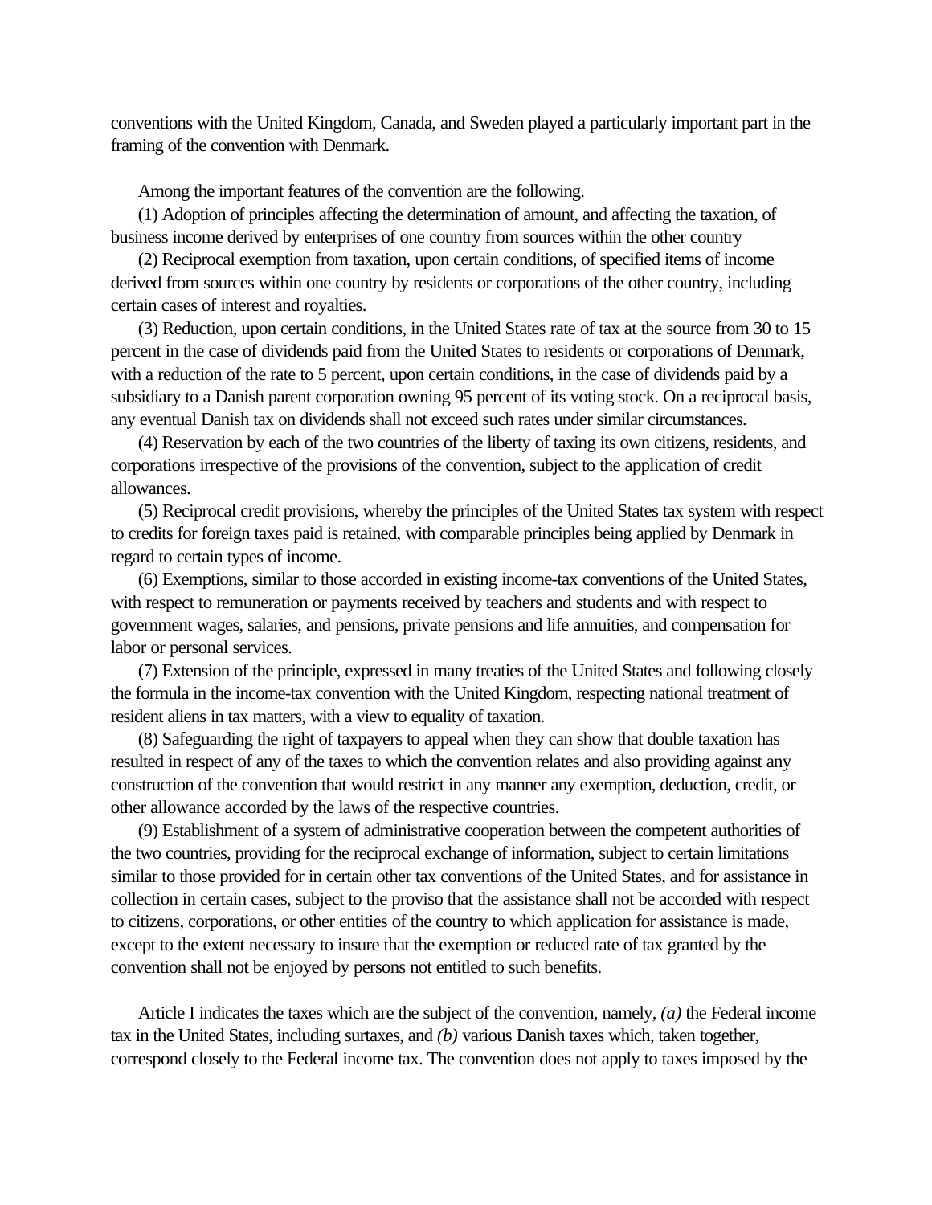conventions with the United Kingdom, Canada, and Sweden played a particularly important part in the framing of the convention with Denmark.

Among the important features of the convention are the following.

(1) Adoption of principles affecting the determination of amount, and affecting the taxation, of business income derived by enterprises of one country from sources within the other country

(2) Reciprocal exemption from taxation, upon certain conditions, of specified items of income derived from sources within one country by residents or corporations of the other country, including certain cases of interest and royalties.

(3) Reduction, upon certain conditions, in the United States rate of tax at the source from 30 to 15 percent in the case of dividends paid from the United States to residents or corporations of Denmark, with a reduction of the rate to 5 percent, upon certain conditions, in the case of dividends paid by a subsidiary to a Danish parent corporation owning 95 percent of its voting stock. On a reciprocal basis, any eventual Danish tax on dividends shall not exceed such rates under similar circumstances.

(4) Reservation by each of the two countries of the liberty of taxing its own citizens, residents, and corporations irrespective of the provisions of the convention, subject to the application of credit allowances.

(5) Reciprocal credit provisions, whereby the principles of the United States tax system with respect to credits for foreign taxes paid is retained, with comparable principles being applied by Denmark in regard to certain types of income.

(6) Exemptions, similar to those accorded in existing income-tax conventions of the United States, with respect to remuneration or payments received by teachers and students and with respect to government wages, salaries, and pensions, private pensions and life annuities, and compensation for labor or personal services.

(7) Extension of the principle, expressed in many treaties of the United States and following closely the formula in the income-tax convention with the United Kingdom, respecting national treatment of resident aliens in tax matters, with a view to equality of taxation.

(8) Safeguarding the right of taxpayers to appeal when they can show that double taxation has resulted in respect of any of the taxes to which the convention relates and also providing against any construction of the convention that would restrict in any manner any exemption, deduction, credit, or other allowance accorded by the laws of the respective countries.

(9) Establishment of a system of administrative cooperation between the competent authorities of the two countries, providing for the reciprocal exchange of information, subject to certain limitations similar to those provided for in certain other tax conventions of the United States, and for assistance in collection in certain cases, subject to the proviso that the assistance shall not be accorded with respect to citizens, corporations, or other entities of the country to which application for assistance is made, except to the extent necessary to insure that the exemption or reduced rate of tax granted by the convention shall not be enjoyed by persons not entitled to such benefits.

Article I indicates the taxes which are the subject of the convention, namely, *(a)* the Federal income tax in the United States, including surtaxes, and *(b)* various Danish taxes which, taken together, correspond closely to the Federal income tax. The convention does not apply to taxes imposed by the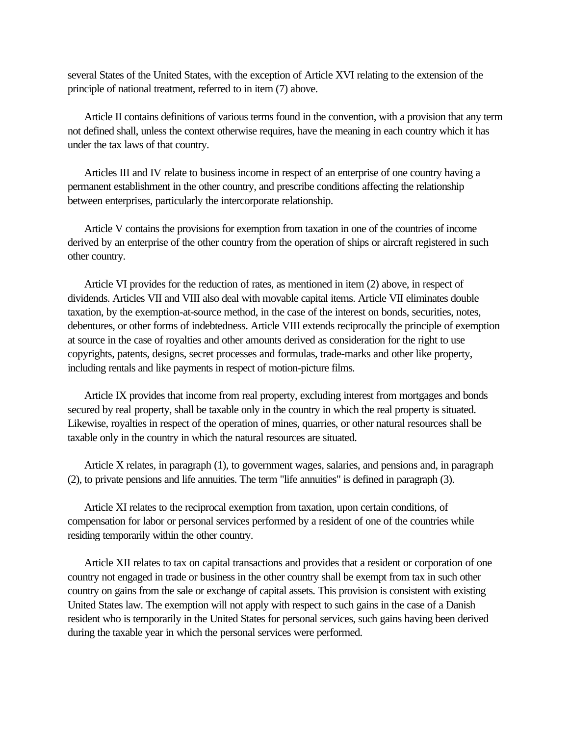several States of the United States, with the exception of Article XVI relating to the extension of the principle of national treatment, referred to in item (7) above.

Article II contains definitions of various terms found in the convention, with a provision that any term not defined shall, unless the context otherwise requires, have the meaning in each country which it has under the tax laws of that country.

Articles III and IV relate to business income in respect of an enterprise of one country having a permanent establishment in the other country, and prescribe conditions affecting the relationship between enterprises, particularly the intercorporate relationship.

Article V contains the provisions for exemption from taxation in one of the countries of income derived by an enterprise of the other country from the operation of ships or aircraft registered in such other country.

Article VI provides for the reduction of rates, as mentioned in item (2) above, in respect of dividends. Articles VII and VIII also deal with movable capital items. Article VII eliminates double taxation, by the exemption-at-source method, in the case of the interest on bonds, securities, notes, debentures, or other forms of indebtedness. Article VIII extends reciprocally the principle of exemption at source in the case of royalties and other amounts derived as consideration for the right to use copyrights, patents, designs, secret processes and formulas, trade-marks and other like property, including rentals and like payments in respect of motion-picture films.

Article IX provides that income from real property, excluding interest from mortgages and bonds secured by real property, shall be taxable only in the country in which the real property is situated. Likewise, royalties in respect of the operation of mines, quarries, or other natural resources shall be taxable only in the country in which the natural resources are situated.

Article X relates, in paragraph (1), to government wages, salaries, and pensions and, in paragraph (2), to private pensions and life annuities. The term "life annuities" is defined in paragraph (3).

Article XI relates to the reciprocal exemption from taxation, upon certain conditions, of compensation for labor or personal services performed by a resident of one of the countries while residing temporarily within the other country.

Article XII relates to tax on capital transactions and provides that a resident or corporation of one country not engaged in trade or business in the other country shall be exempt from tax in such other country on gains from the sale or exchange of capital assets. This provision is consistent with existing United States law. The exemption will not apply with respect to such gains in the case of a Danish resident who is temporarily in the United States for personal services, such gains having been derived during the taxable year in which the personal services were performed.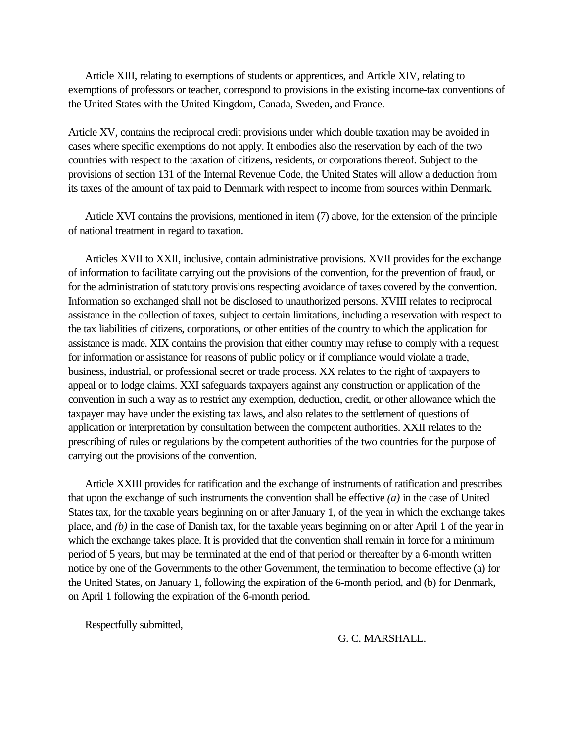Article XIII, relating to exemptions of students or apprentices, and Article XIV, relating to exemptions of professors or teacher, correspond to provisions in the existing income-tax conventions of the United States with the United Kingdom, Canada, Sweden, and France.

Article XV, contains the reciprocal credit provisions under which double taxation may be avoided in cases where specific exemptions do not apply. It embodies also the reservation by each of the two countries with respect to the taxation of citizens, residents, or corporations thereof. Subject to the provisions of section 131 of the Internal Revenue Code, the United States will allow a deduction from its taxes of the amount of tax paid to Denmark with respect to income from sources within Denmark.

Article XVI contains the provisions, mentioned in item (7) above, for the extension of the principle of national treatment in regard to taxation.

Articles XVII to XXII, inclusive, contain administrative provisions. XVII provides for the exchange of information to facilitate carrying out the provisions of the convention, for the prevention of fraud, or for the administration of statutory provisions respecting avoidance of taxes covered by the convention. Information so exchanged shall not be disclosed to unauthorized persons. XVIII relates to reciprocal assistance in the collection of taxes, subject to certain limitations, including a reservation with respect to the tax liabilities of citizens, corporations, or other entities of the country to which the application for assistance is made. XIX contains the provision that either country may refuse to comply with a request for information or assistance for reasons of public policy or if compliance would violate a trade, business, industrial, or professional secret or trade process. XX relates to the right of taxpayers to appeal or to lodge claims. XXI safeguards taxpayers against any construction or application of the convention in such a way as to restrict any exemption, deduction, credit, or other allowance which the taxpayer may have under the existing tax laws, and also relates to the settlement of questions of application or interpretation by consultation between the competent authorities. XXII relates to the prescribing of rules or regulations by the competent authorities of the two countries for the purpose of carrying out the provisions of the convention.

Article XXIII provides for ratification and the exchange of instruments of ratification and prescribes that upon the exchange of such instruments the convention shall be effective *(a)* in the case of United States tax, for the taxable years beginning on or after January 1, of the year in which the exchange takes place, and *(b)* in the case of Danish tax, for the taxable years beginning on or after April 1 of the year in which the exchange takes place. It is provided that the convention shall remain in force for a minimum period of 5 years, but may be terminated at the end of that period or thereafter by a 6-month written notice by one of the Governments to the other Government, the termination to become effective (a) for the United States, on January 1, following the expiration of the 6-month period, and (b) for Denmark, on April 1 following the expiration of the 6-month period.

Respectfully submitted,

G. C. MARSHALL.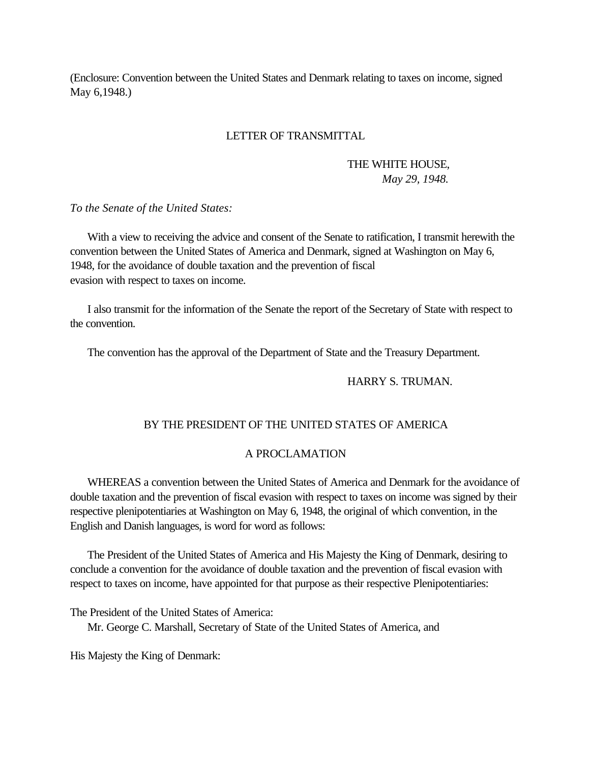(Enclosure: Convention between the United States and Denmark relating to taxes on income, signed May 6,1948.)

LETTER OF TRANSMITTAL

THE WHITE HOUSE,
*May 29, 1948.*

*To the Senate of the United States:*

With a view to receiving the advice and consent of the Senate to ratification, I transmit herewith the convention between the United States of America and Denmark, signed at Washington on May 6, 1948, for the avoidance of double taxation and the prevention of fiscal evasion with respect to taxes on income.

I also transmit for the information of the Senate the report of the Secretary of State with respect to the convention.

The convention has the approval of the Department of State and the Treasury Department.

HARRY S. TRUMAN.

BY THE PRESIDENT OF THE UNITED STATES OF AMERICA

A PROCLAMATION

WHEREAS a convention between the United States of America and Denmark for the avoidance of double taxation and the prevention of fiscal evasion with respect to taxes on income was signed by their respective plenipotentiaries at Washington on May 6, 1948, the original of which convention, in the English and Danish languages, is word for word as follows:

The President of the United States of America and His Majesty the King of Denmark, desiring to conclude a convention for the avoidance of double taxation and the prevention of fiscal evasion with respect to taxes on income, have appointed for that purpose as their respective Plenipotentiaries:

The President of the United States of America:
Mr. George C. Marshall, Secretary of State of the United States of America, and

His Majesty the King of Denmark: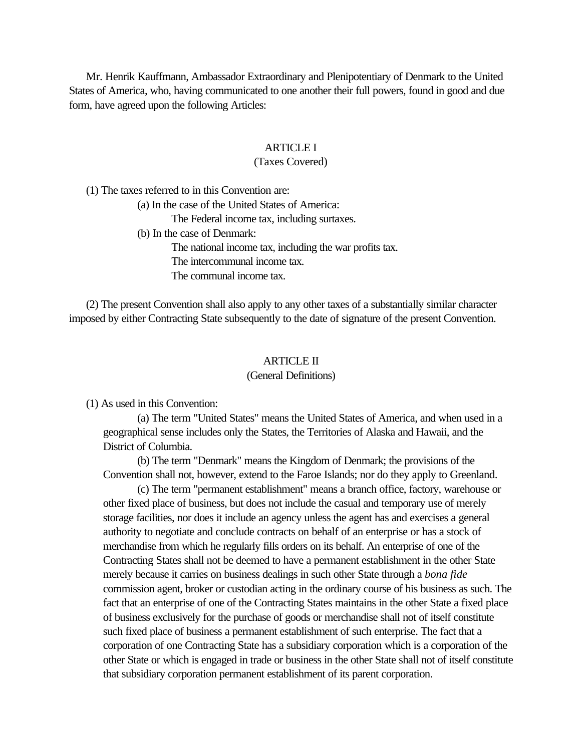Mr. Henrik Kauffmann, Ambassador Extraordinary and Plenipotentiary of Denmark to the United States of America, who, having communicated to one another their full powers, found in good and due form, have agreed upon the following Articles:

## ARTICLE I
### (Taxes Covered)

(1) The taxes referred to in this Convention are:

(a) In the case of the United States of America:

The Federal income tax, including surtaxes.

(b) In the case of Denmark:

The national income tax, including the war profits tax.

The intercommunal income tax.

The communal income tax.

(2) The present Convention shall also apply to any other taxes of a substantially similar character imposed by either Contracting State subsequently to the date of signature of the present Convention.

## ARTICLE II
### (General Definitions)

(1) As used in this Convention:

(a) The term "United States" means the United States of America, and when used in a geographical sense includes only the States, the Territories of Alaska and Hawaii, and the District of Columbia.

(b) The term "Denmark" means the Kingdom of Denmark; the provisions of the Convention shall not, however, extend to the Faroe Islands; nor do they apply to Greenland.

(c) The term "permanent establishment" means a branch office, factory, warehouse or other fixed place of business, but does not include the casual and temporary use of merely storage facilities, nor does it include an agency unless the agent has and exercises a general authority to negotiate and conclude contracts on behalf of an enterprise or has a stock of merchandise from which he regularly fills orders on its behalf. An enterprise of one of the Contracting States shall not be deemed to have a permanent establishment in the other State merely because it carries on business dealings in such other State through a *bona fide* commission agent, broker or custodian acting in the ordinary course of his business as such. The fact that an enterprise of one of the Contracting States maintains in the other State a fixed place of business exclusively for the purchase of goods or merchandise shall not of itself constitute such fixed place of business a permanent establishment of such enterprise. The fact that a corporation of one Contracting State has a subsidiary corporation which is a corporation of the other State or which is engaged in trade or business in the other State shall not of itself constitute that subsidiary corporation permanent establishment of its parent corporation.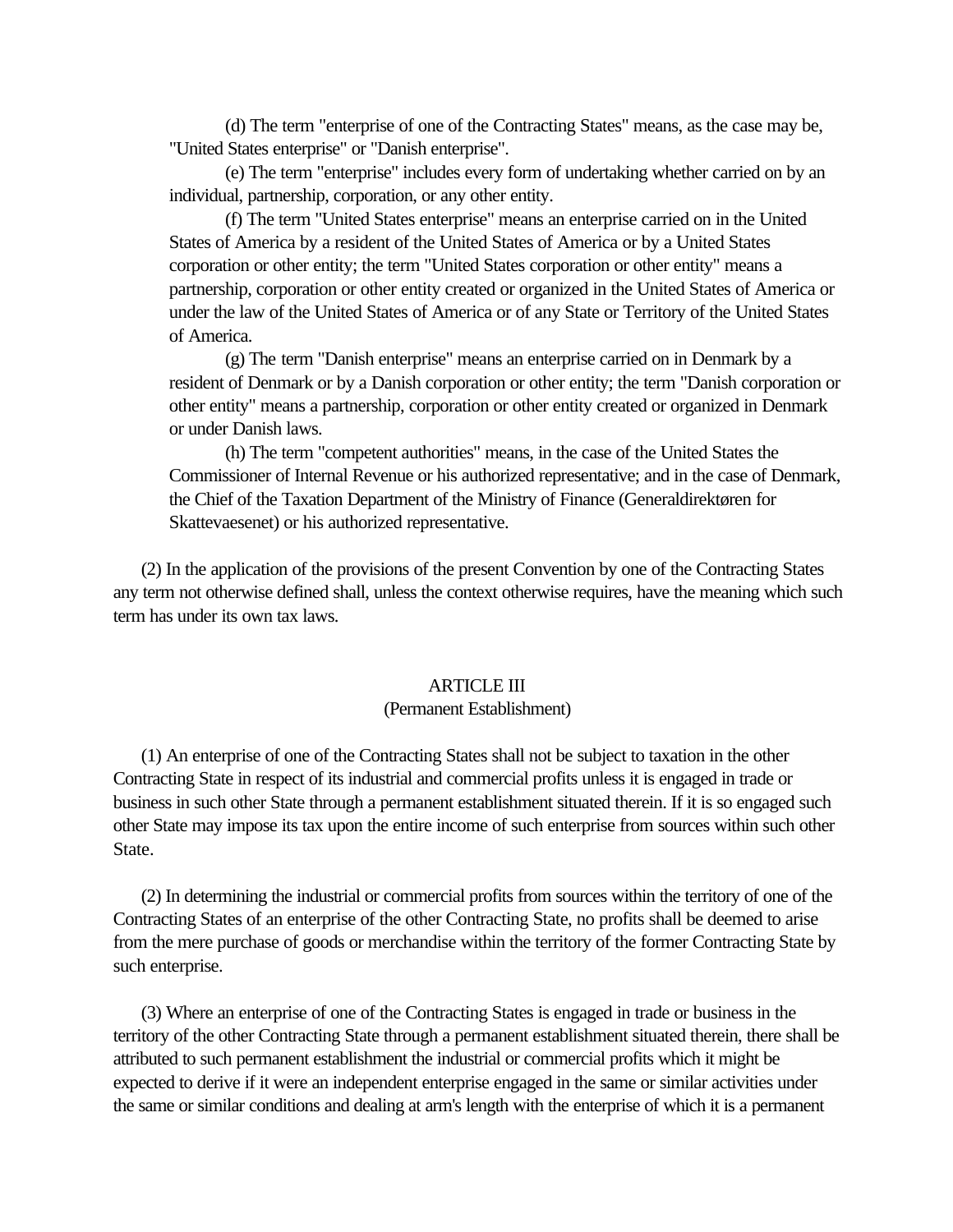(d) The term "enterprise of one of the Contracting States" means, as the case may be, "United States enterprise" or "Danish enterprise".

(e) The term "enterprise" includes every form of undertaking whether carried on by an individual, partnership, corporation, or any other entity.

(f) The term "United States enterprise" means an enterprise carried on in the United States of America by a resident of the United States of America or by a United States corporation or other entity; the term "United States corporation or other entity" means a partnership, corporation or other entity created or organized in the United States of America or under the law of the United States of America or of any State or Territory of the United States of America.

(g) The term "Danish enterprise" means an enterprise carried on in Denmark by a resident of Denmark or by a Danish corporation or other entity; the term "Danish corporation or other entity" means a partnership, corporation or other entity created or organized in Denmark or under Danish laws.

(h) The term "competent authorities" means, in the case of the United States the Commissioner of Internal Revenue or his authorized representative; and in the case of Denmark, the Chief of the Taxation Department of the Ministry of Finance (Generaldirektøren for Skattevaesenet) or his authorized representative.

(2) In the application of the provisions of the present Convention by one of the Contracting States any term not otherwise defined shall, unless the context otherwise requires, have the meaning which such term has under its own tax laws.

## ARTICLE III
(Permanent Establishment)

(1) An enterprise of one of the Contracting States shall not be subject to taxation in the other Contracting State in respect of its industrial and commercial profits unless it is engaged in trade or business in such other State through a permanent establishment situated therein. If it is so engaged such other State may impose its tax upon the entire income of such enterprise from sources within such other State.

(2) In determining the industrial or commercial profits from sources within the territory of one of the Contracting States of an enterprise of the other Contracting State, no profits shall be deemed to arise from the mere purchase of goods or merchandise within the territory of the former Contracting State by such enterprise.

(3) Where an enterprise of one of the Contracting States is engaged in trade or business in the territory of the other Contracting State through a permanent establishment situated therein, there shall be attributed to such permanent establishment the industrial or commercial profits which it might be expected to derive if it were an independent enterprise engaged in the same or similar activities under the same or similar conditions and dealing at arm's length with the enterprise of which it is a permanent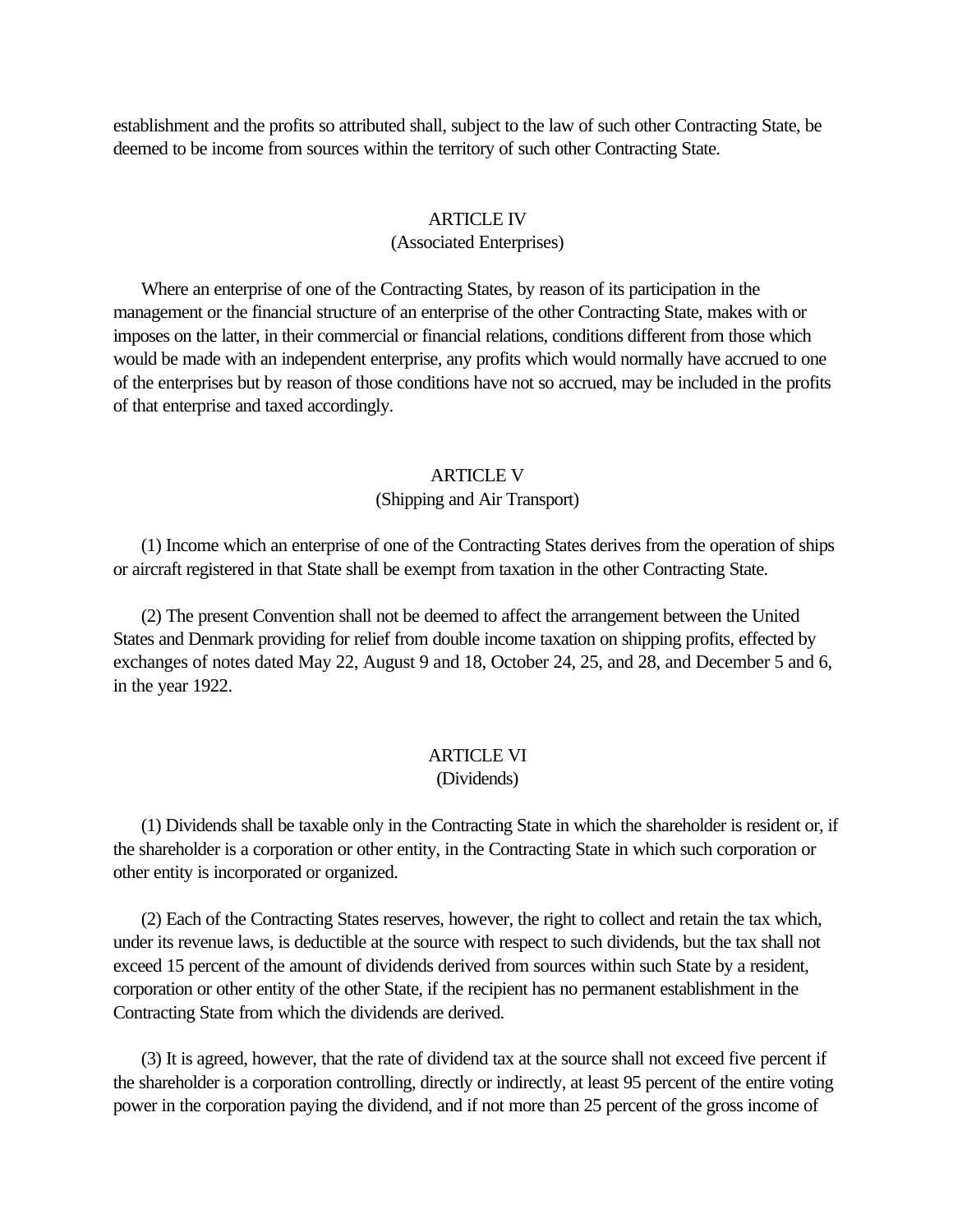establishment and the profits so attributed shall, subject to the law of such other Contracting State, be deemed to be income from sources within the territory of such other Contracting State.

## ARTICLE IV
### (Associated Enterprises)

Where an enterprise of one of the Contracting States, by reason of its participation in the management or the financial structure of an enterprise of the other Contracting State, makes with or imposes on the latter, in their commercial or financial relations, conditions different from those which would be made with an independent enterprise, any profits which would normally have accrued to one of the enterprises but by reason of those conditions have not so accrued, may be included in the profits of that enterprise and taxed accordingly.

## ARTICLE V
### (Shipping and Air Transport)

(1) Income which an enterprise of one of the Contracting States derives from the operation of ships or aircraft registered in that State shall be exempt from taxation in the other Contracting State.

(2) The present Convention shall not be deemed to affect the arrangement between the United States and Denmark providing for relief from double income taxation on shipping profits, effected by exchanges of notes dated May 22, August 9 and 18, October 24, 25, and 28, and December 5 and 6, in the year 1922.

## ARTICLE VI
### (Dividends)

(1) Dividends shall be taxable only in the Contracting State in which the shareholder is resident or, if the shareholder is a corporation or other entity, in the Contracting State in which such corporation or other entity is incorporated or organized.

(2) Each of the Contracting States reserves, however, the right to collect and retain the tax which, under its revenue laws, is deductible at the source with respect to such dividends, but the tax shall not exceed 15 percent of the amount of dividends derived from sources within such State by a resident, corporation or other entity of the other State, if the recipient has no permanent establishment in the Contracting State from which the dividends are derived.

(3) It is agreed, however, that the rate of dividend tax at the source shall not exceed five percent if the shareholder is a corporation controlling, directly or indirectly, at least 95 percent of the entire voting power in the corporation paying the dividend, and if not more than 25 percent of the gross income of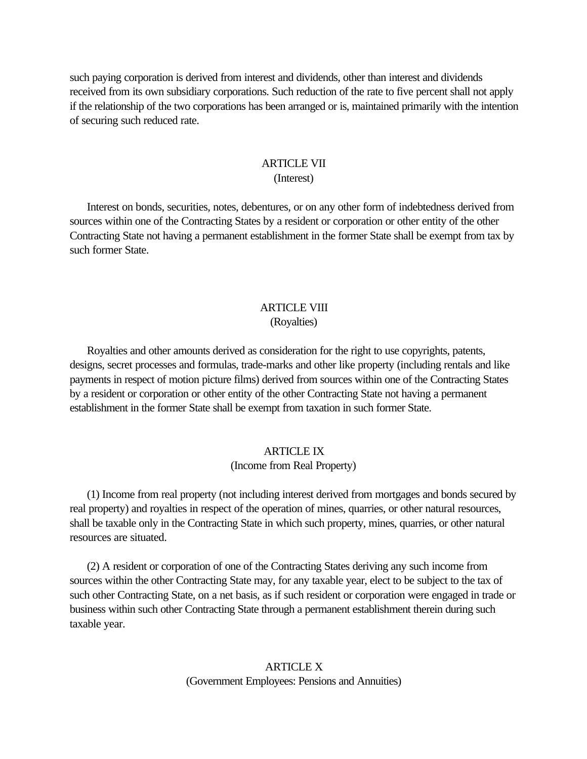such paying corporation is derived from interest and dividends, other than interest and dividends received from its own subsidiary corporations. Such reduction of the rate to five percent shall not apply if the relationship of the two corporations has been arranged or is, maintained primarily with the intention of securing such reduced rate.

## ARTICLE VII
(Interest)

Interest on bonds, securities, notes, debentures, or on any other form of indebtedness derived from sources within one of the Contracting States by a resident or corporation or other entity of the other Contracting State not having a permanent establishment in the former State shall be exempt from tax by such former State.

## ARTICLE VIII
(Royalties)

Royalties and other amounts derived as consideration for the right to use copyrights, patents, designs, secret processes and formulas, trade-marks and other like property (including rentals and like payments in respect of motion picture films) derived from sources within one of the Contracting States by a resident or corporation or other entity of the other Contracting State not having a permanent establishment in the former State shall be exempt from taxation in such former State.

## ARTICLE IX
(Income from Real Property)

(1) Income from real property (not including interest derived from mortgages and bonds secured by real property) and royalties in respect of the operation of mines, quarries, or other natural resources, shall be taxable only in the Contracting State in which such property, mines, quarries, or other natural resources are situated.

(2) A resident or corporation of one of the Contracting States deriving any such income from sources within the other Contracting State may, for any taxable year, elect to be subject to the tax of such other Contracting State, on a net basis, as if such resident or corporation were engaged in trade or business within such other Contracting State through a permanent establishment therein during such taxable year.

## ARTICLE X
(Government Employees: Pensions and Annuities)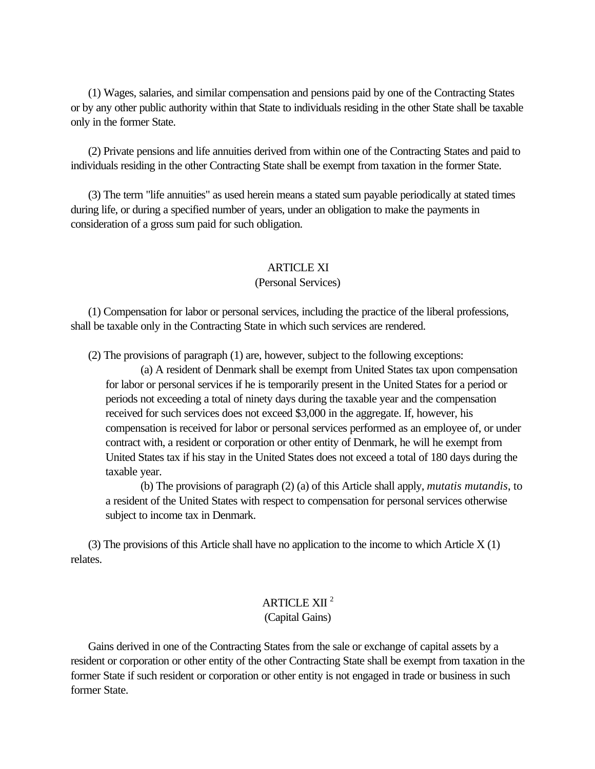(1) Wages, salaries, and similar compensation and pensions paid by one of the Contracting States or by any other public authority within that State to individuals residing in the other State shall be taxable only in the former State.

(2) Private pensions and life annuities derived from within one of the Contracting States and paid to individuals residing in the other Contracting State shall be exempt from taxation in the former State.

(3) The term "life annuities" as used herein means a stated sum payable periodically at stated times during life, or during a specified number of years, under an obligation to make the payments in consideration of a gross sum paid for such obligation.

## ARTICLE XI
(Personal Services)

(1) Compensation for labor or personal services, including the practice of the liberal professions, shall be taxable only in the Contracting State in which such services are rendered.

(2) The provisions of paragraph (1) are, however, subject to the following exceptions:

(a) A resident of Denmark shall be exempt from United States tax upon compensation for labor or personal services if he is temporarily present in the United States for a period or periods not exceeding a total of ninety days during the taxable year and the compensation received for such services does not exceed $3,000 in the aggregate. If, however, his compensation is received for labor or personal services performed as an employee of, or under contract with, a resident or corporation or other entity of Denmark, he will he exempt from United States tax if his stay in the United States does not exceed a total of 180 days during the taxable year.

(b) The provisions of paragraph (2) (a) of this Article shall apply, *mutatis mutandis*, to a resident of the United States with respect to compensation for personal services otherwise subject to income tax in Denmark.

(3) The provisions of this Article shall have no application to the income to which Article X (1) relates.

## ARTICLE XII [2]
(Capital Gains)

Gains derived in one of the Contracting States from the sale or exchange of capital assets by a resident or corporation or other entity of the other Contracting State shall be exempt from taxation in the former State if such resident or corporation or other entity is not engaged in trade or business in such former State.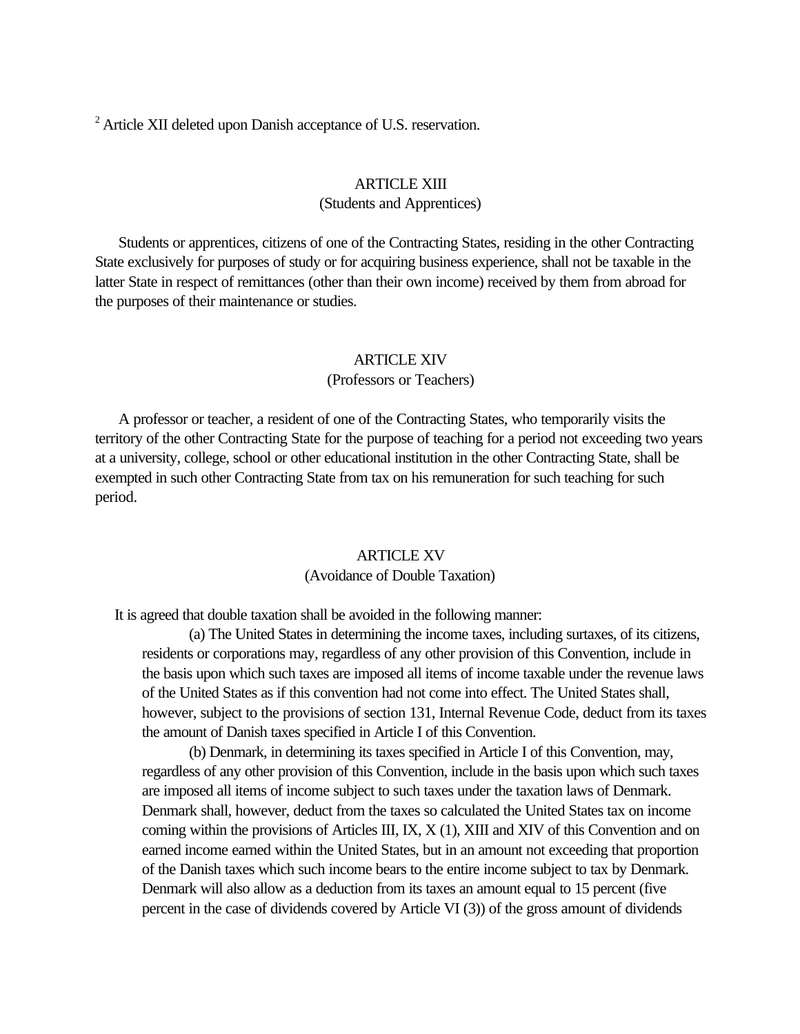[2] Article XII deleted upon Danish acceptance of U.S. reservation.

## ARTICLE XIII

(Students and Apprentices)

Students or apprentices, citizens of one of the Contracting States, residing in the other Contracting State exclusively for purposes of study or for acquiring business experience, shall not be taxable in the latter State in respect of remittances (other than their own income) received by them from abroad for the purposes of their maintenance or studies.

## ARTICLE XIV

(Professors or Teachers)

A professor or teacher, a resident of one of the Contracting States, who temporarily visits the territory of the other Contracting State for the purpose of teaching for a period not exceeding two years at a university, college, school or other educational institution in the other Contracting State, shall be exempted in such other Contracting State from tax on his remuneration for such teaching for such period.

## ARTICLE XV

(Avoidance of Double Taxation)

It is agreed that double taxation shall be avoided in the following manner:

(a) The United States in determining the income taxes, including surtaxes, of its citizens, residents or corporations may, regardless of any other provision of this Convention, include in the basis upon which such taxes are imposed all items of income taxable under the revenue laws of the United States as if this convention had not come into effect. The United States shall, however, subject to the provisions of section 131, Internal Revenue Code, deduct from its taxes the amount of Danish taxes specified in Article I of this Convention.

(b) Denmark, in determining its taxes specified in Article I of this Convention, may, regardless of any other provision of this Convention, include in the basis upon which such taxes are imposed all items of income subject to such taxes under the taxation laws of Denmark. Denmark shall, however, deduct from the taxes so calculated the United States tax on income coming within the provisions of Articles III, IX, X (1), XIII and XIV of this Convention and on earned income earned within the United States, but in an amount not exceeding that proportion of the Danish taxes which such income bears to the entire income subject to tax by Denmark. Denmark will also allow as a deduction from its taxes an amount equal to 15 percent (five percent in the case of dividends covered by Article VI (3)) of the gross amount of dividends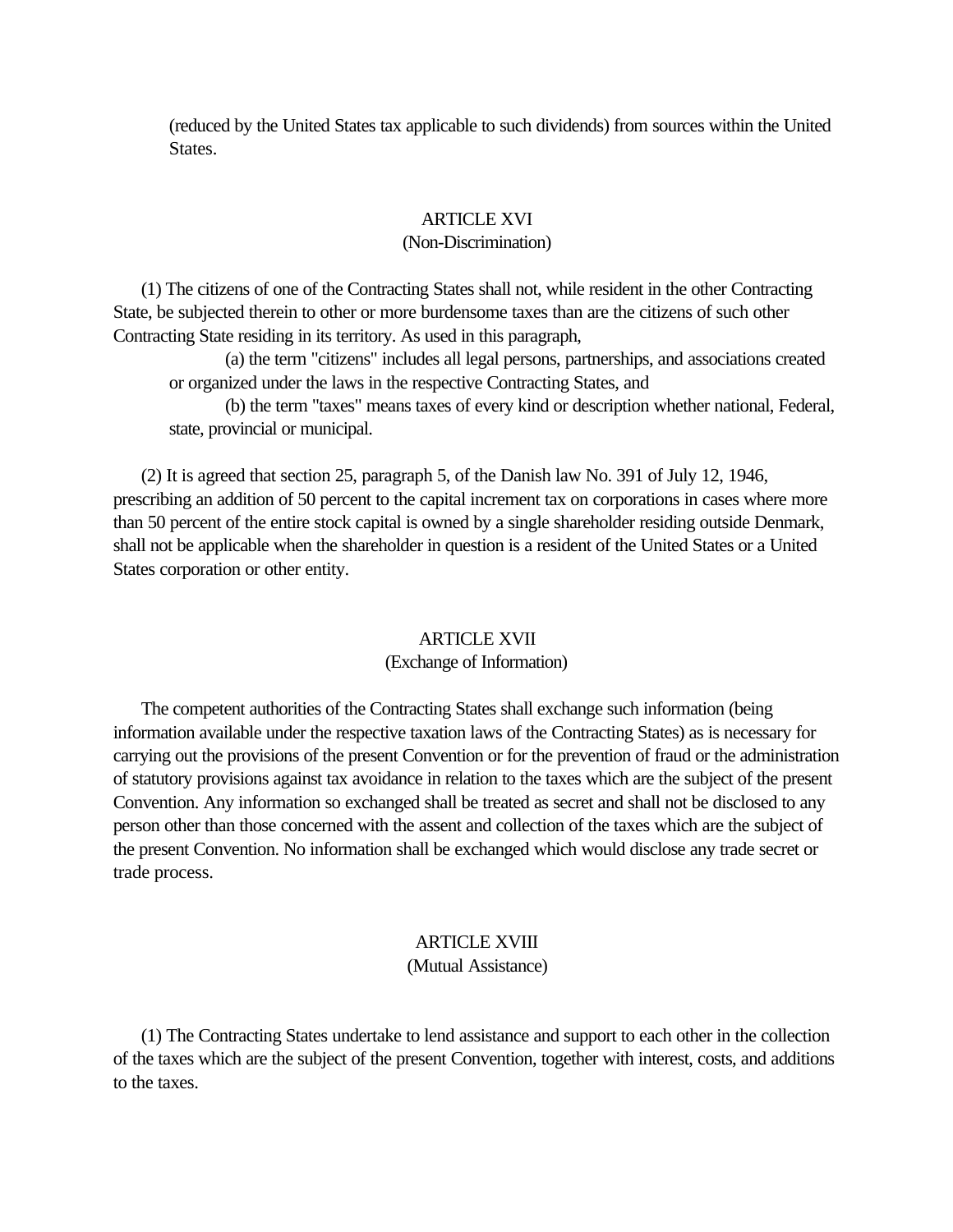(reduced by the United States tax applicable to such dividends) from sources within the United States.

## ARTICLE XVI
(Non-Discrimination)

(1) The citizens of one of the Contracting States shall not, while resident in the other Contracting State, be subjected therein to other or more burdensome taxes than are the citizens of such other Contracting State residing in its territory. As used in this paragraph,

(a) the term "citizens" includes all legal persons, partnerships, and associations created or organized under the laws in the respective Contracting States, and

(b) the term "taxes" means taxes of every kind or description whether national, Federal, state, provincial or municipal.

(2) It is agreed that section 25, paragraph 5, of the Danish law No. 391 of July 12, 1946, prescribing an addition of 50 percent to the capital increment tax on corporations in cases where more than 50 percent of the entire stock capital is owned by a single shareholder residing outside Denmark, shall not be applicable when the shareholder in question is a resident of the United States or a United States corporation or other entity.

## ARTICLE XVII
(Exchange of Information)

The competent authorities of the Contracting States shall exchange such information (being information available under the respective taxation laws of the Contracting States) as is necessary for carrying out the provisions of the present Convention or for the prevention of fraud or the administration of statutory provisions against tax avoidance in relation to the taxes which are the subject of the present Convention. Any information so exchanged shall be treated as secret and shall not be disclosed to any person other than those concerned with the assent and collection of the taxes which are the subject of the present Convention. No information shall be exchanged which would disclose any trade secret or trade process.

## ARTICLE XVIII
(Mutual Assistance)

(1) The Contracting States undertake to lend assistance and support to each other in the collection of the taxes which are the subject of the present Convention, together with interest, costs, and additions to the taxes.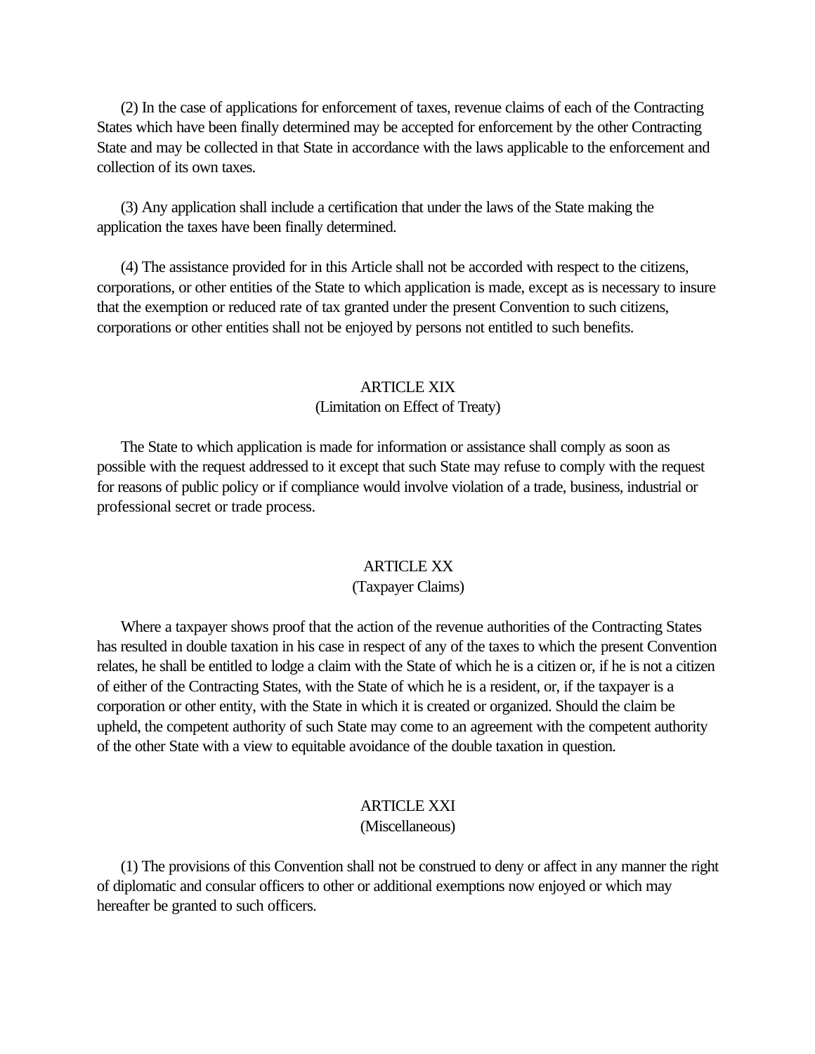(2) In the case of applications for enforcement of taxes, revenue claims of each of the Contracting States which have been finally determined may be accepted for enforcement by the other Contracting State and may be collected in that State in accordance with the laws applicable to the enforcement and collection of its own taxes.

(3) Any application shall include a certification that under the laws of the State making the application the taxes have been finally determined.

(4) The assistance provided for in this Article shall not be accorded with respect to the citizens, corporations, or other entities of the State to which application is made, except as is necessary to insure that the exemption or reduced rate of tax granted under the present Convention to such citizens, corporations or other entities shall not be enjoyed by persons not entitled to such benefits.

## ARTICLE XIX
(Limitation on Effect of Treaty)

The State to which application is made for information or assistance shall comply as soon as possible with the request addressed to it except that such State may refuse to comply with the request for reasons of public policy or if compliance would involve violation of a trade, business, industrial or professional secret or trade process.

## ARTICLE XX
(Taxpayer Claims)

Where a taxpayer shows proof that the action of the revenue authorities of the Contracting States has resulted in double taxation in his case in respect of any of the taxes to which the present Convention relates, he shall be entitled to lodge a claim with the State of which he is a citizen or, if he is not a citizen of either of the Contracting States, with the State of which he is a resident, or, if the taxpayer is a corporation or other entity, with the State in which it is created or organized. Should the claim be upheld, the competent authority of such State may come to an agreement with the competent authority of the other State with a view to equitable avoidance of the double taxation in question.

## ARTICLE XXI
(Miscellaneous)

(1) The provisions of this Convention shall not be construed to deny or affect in any manner the right of diplomatic and consular officers to other or additional exemptions now enjoyed or which may hereafter be granted to such officers.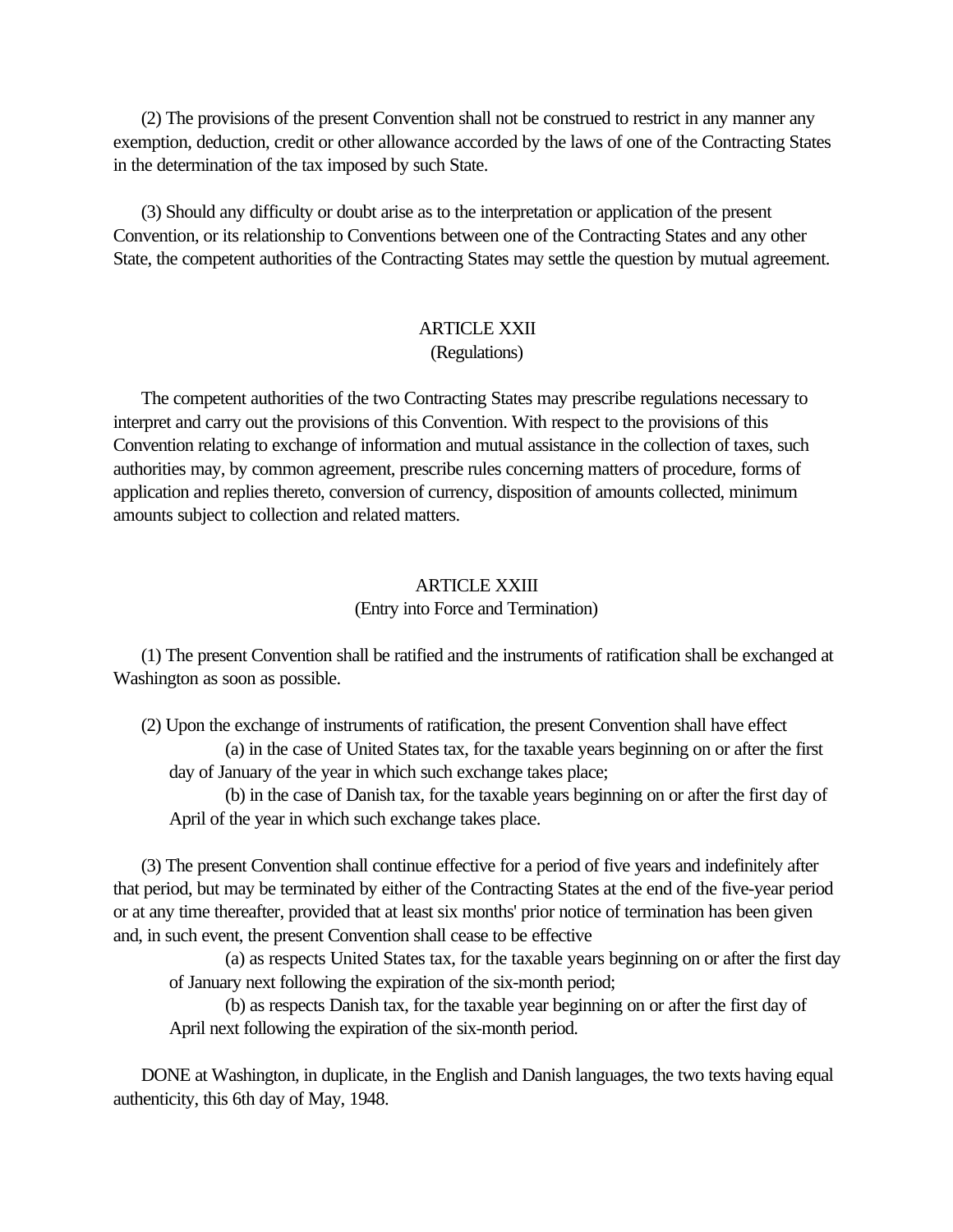(2) The provisions of the present Convention shall not be construed to restrict in any manner any exemption, deduction, credit or other allowance accorded by the laws of one of the Contracting States in the determination of the tax imposed by such State.

(3) Should any difficulty or doubt arise as to the interpretation or application of the present Convention, or its relationship to Conventions between one of the Contracting States and any other State, the competent authorities of the Contracting States may settle the question by mutual agreement.

## ARTICLE XXII
(Regulations)

The competent authorities of the two Contracting States may prescribe regulations necessary to interpret and carry out the provisions of this Convention. With respect to the provisions of this Convention relating to exchange of information and mutual assistance in the collection of taxes, such authorities may, by common agreement, prescribe rules concerning matters of procedure, forms of application and replies thereto, conversion of currency, disposition of amounts collected, minimum amounts subject to collection and related matters.

## ARTICLE XXIII
(Entry into Force and Termination)

(1) The present Convention shall be ratified and the instruments of ratification shall be exchanged at Washington as soon as possible.

(2) Upon the exchange of instruments of ratification, the present Convention shall have effect

(a) in the case of United States tax, for the taxable years beginning on or after the first day of January of the year in which such exchange takes place;

(b) in the case of Danish tax, for the taxable years beginning on or after the first day of April of the year in which such exchange takes place.

(3) The present Convention shall continue effective for a period of five years and indefinitely after that period, but may be terminated by either of the Contracting States at the end of the five-year period or at any time thereafter, provided that at least six months' prior notice of termination has been given and, in such event, the present Convention shall cease to be effective

(a) as respects United States tax, for the taxable years beginning on or after the first day of January next following the expiration of the six-month period;

(b) as respects Danish tax, for the taxable year beginning on or after the first day of April next following the expiration of the six-month period.

DONE at Washington, in duplicate, in the English and Danish languages, the two texts having equal authenticity, this 6th day of May, 1948.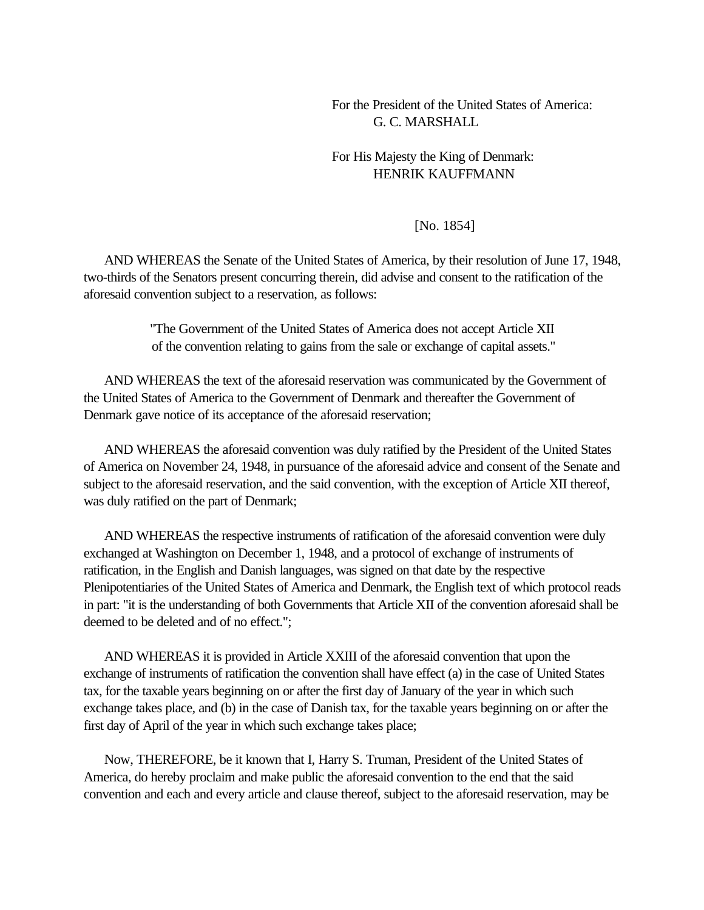For the President of the United States of America:
G. C. MARSHALL

For His Majesty the King of Denmark:
HENRIK KAUFFMANN

[No. 1854]

AND WHEREAS the Senate of the United States of America, by their resolution of June 17, 1948, two-thirds of the Senators present concurring therein, did advise and consent to the ratification of the aforesaid convention subject to a reservation, as follows:

> "The Government of the United States of America does not accept Article XII of the convention relating to gains from the sale or exchange of capital assets."

AND WHEREAS the text of the aforesaid reservation was communicated by the Government of the United States of America to the Government of Denmark and thereafter the Government of Denmark gave notice of its acceptance of the aforesaid reservation;

AND WHEREAS the aforesaid convention was duly ratified by the President of the United States of America on November 24, 1948, in pursuance of the aforesaid advice and consent of the Senate and subject to the aforesaid reservation, and the said convention, with the exception of Article XII thereof, was duly ratified on the part of Denmark;

AND WHEREAS the respective instruments of ratification of the aforesaid convention were duly exchanged at Washington on December 1, 1948, and a protocol of exchange of instruments of ratification, in the English and Danish languages, was signed on that date by the respective Plenipotentiaries of the United States of America and Denmark, the English text of which protocol reads in part: "it is the understanding of both Governments that Article XII of the convention aforesaid shall be deemed to be deleted and of no effect.";

AND WHEREAS it is provided in Article XXIII of the aforesaid convention that upon the exchange of instruments of ratification the convention shall have effect (a) in the case of United States tax, for the taxable years beginning on or after the first day of January of the year in which such exchange takes place, and (b) in the case of Danish tax, for the taxable years beginning on or after the first day of April of the year in which such exchange takes place;

Now, THEREFORE, be it known that I, Harry S. Truman, President of the United States of America, do hereby proclaim and make public the aforesaid convention to the end that the said convention and each and every article and clause thereof, subject to the aforesaid reservation, may be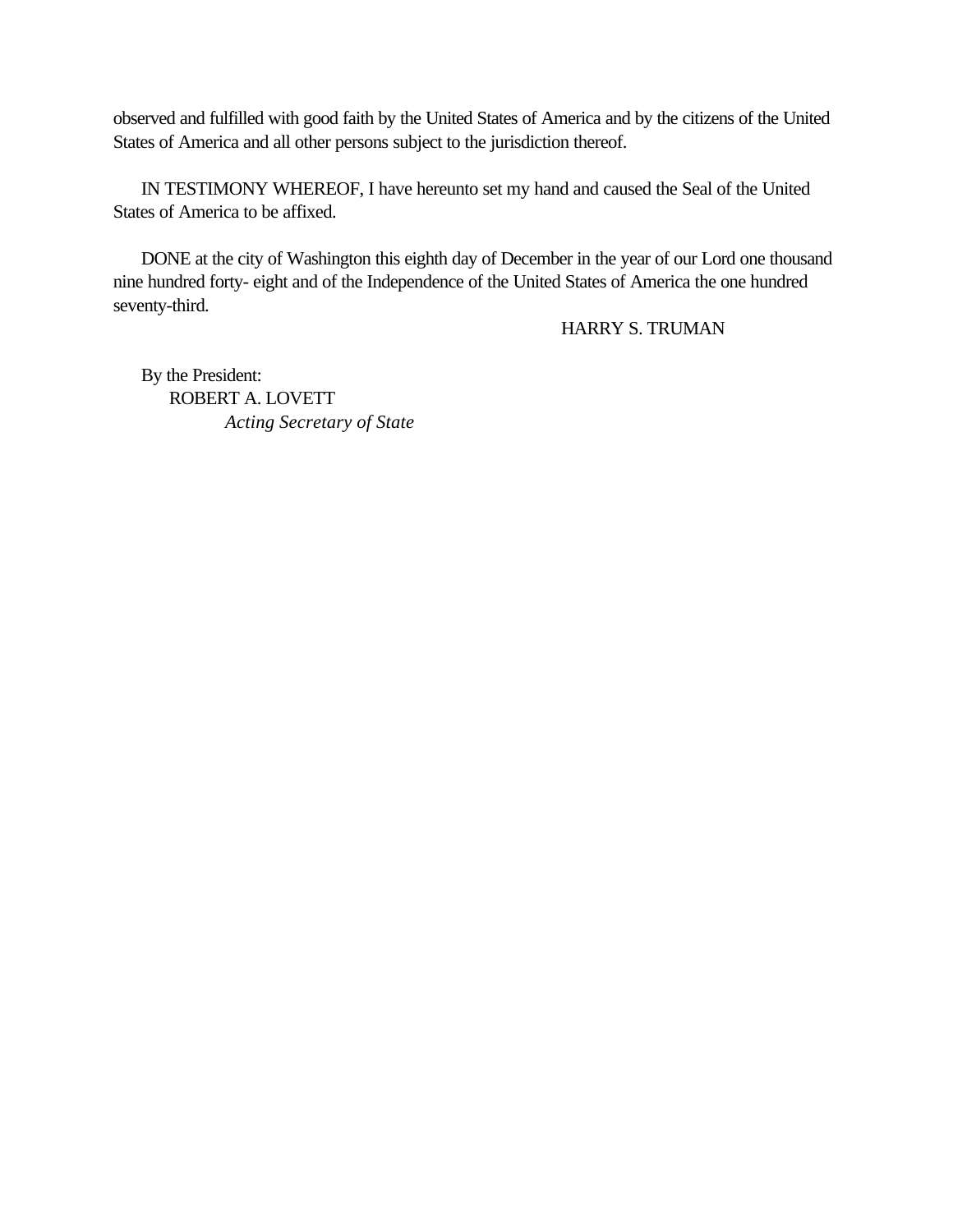observed and fulfilled with good faith by the United States of America and by the citizens of the United States of America and all other persons subject to the jurisdiction thereof.

IN TESTIMONY WHEREOF, I have hereunto set my hand and caused the Seal of the United States of America to be affixed.

DONE at the city of Washington this eighth day of December in the year of our Lord one thousand nine hundred forty- eight and of the Independence of the United States of America the one hundred seventy-third.

HARRY S. TRUMAN

By the President:
ROBERT A. LOVETT
*Acting Secretary of State*